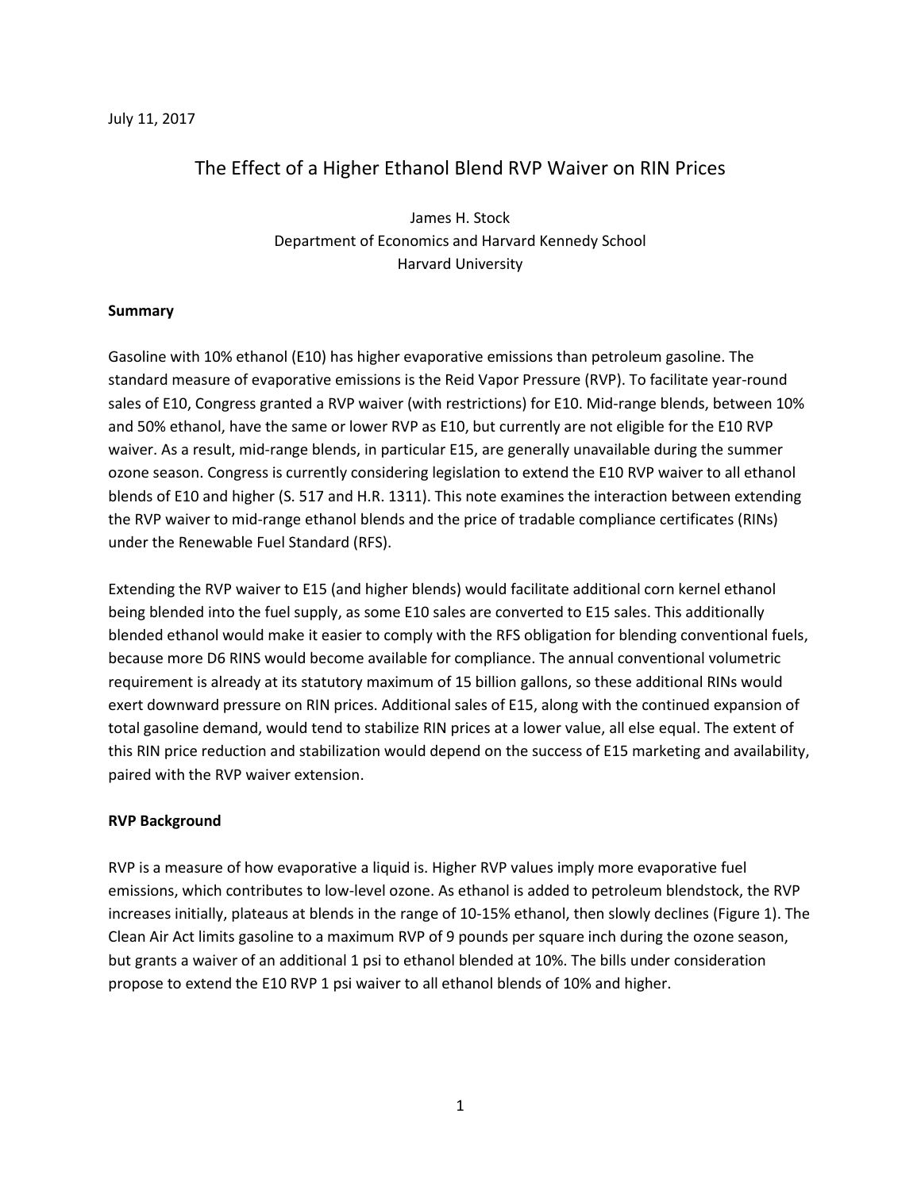July 11, 2017

# The Effect of a Higher Ethanol Blend RVP Waiver on RIN Prices

James H. Stock
Department of Economics and Harvard Kennedy School
Harvard University

**Summary**

Gasoline with 10% ethanol (E10) has higher evaporative emissions than petroleum gasoline. The standard measure of evaporative emissions is the Reid Vapor Pressure (RVP). To facilitate year-round sales of E10, Congress granted a RVP waiver (with restrictions) for E10. Mid-range blends, between 10% and 50% ethanol, have the same or lower RVP as E10, but currently are not eligible for the E10 RVP waiver. As a result, mid-range blends, in particular E15, are generally unavailable during the summer ozone season. Congress is currently considering legislation to extend the E10 RVP waiver to all ethanol blends of E10 and higher (S. 517 and H.R. 1311). This note examines the interaction between extending the RVP waiver to mid-range ethanol blends and the price of tradable compliance certificates (RINs) under the Renewable Fuel Standard (RFS).

Extending the RVP waiver to E15 (and higher blends) would facilitate additional corn kernel ethanol being blended into the fuel supply, as some E10 sales are converted to E15 sales. This additionally blended ethanol would make it easier to comply with the RFS obligation for blending conventional fuels, because more D6 RINS would become available for compliance. The annual conventional volumetric requirement is already at its statutory maximum of 15 billion gallons, so these additional RINs would exert downward pressure on RIN prices. Additional sales of E15, along with the continued expansion of total gasoline demand, would tend to stabilize RIN prices at a lower value, all else equal. The extent of this RIN price reduction and stabilization would depend on the success of E15 marketing and availability, paired with the RVP waiver extension.

**RVP Background**

RVP is a measure of how evaporative a liquid is. Higher RVP values imply more evaporative fuel emissions, which contributes to low-level ozone. As ethanol is added to petroleum blendstock, the RVP increases initially, plateaus at blends in the range of 10-15% ethanol, then slowly declines (Figure 1). The Clean Air Act limits gasoline to a maximum RVP of 9 pounds per square inch during the ozone season, but grants a waiver of an additional 1 psi to ethanol blended at 10%. The bills under consideration propose to extend the E10 RVP 1 psi waiver to all ethanol blends of 10% and higher.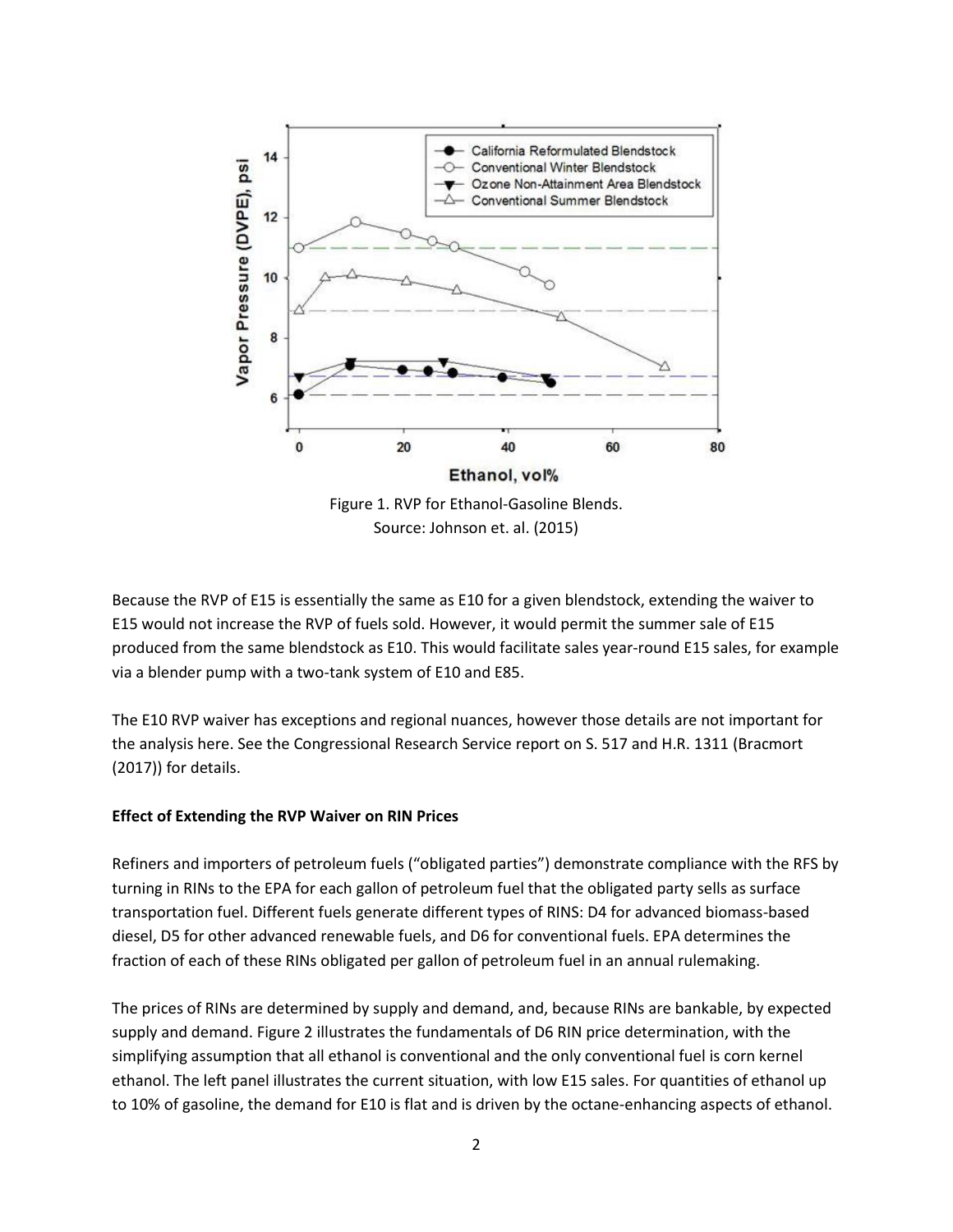Figure 1. RVP for Ethanol-Gasoline Blends.
Source: Johnson et. al. (2015)

Because the RVP of E15 is essentially the same as E10 for a given blendstock, extending the waiver to E15 would not increase the RVP of fuels sold. However, it would permit the summer sale of E15 produced from the same blendstock as E10. This would facilitate sales year-round E15 sales, for example via a blender pump with a two-tank system of E10 and E85.

The E10 RVP waiver has exceptions and regional nuances, however those details are not important for the analysis here. See the Congressional Research Service report on S. 517 and H.R. 1311 (Bracmort (2017)) for details.

**Effect of Extending the RVP Waiver on RIN Prices**

Refiners and importers of petroleum fuels ("obligated parties") demonstrate compliance with the RFS by turning in RINs to the EPA for each gallon of petroleum fuel that the obligated party sells as surface transportation fuel. Different fuels generate different types of RINS: D4 for advanced biomass-based diesel, D5 for other advanced renewable fuels, and D6 for conventional fuels. EPA determines the fraction of each of these RINs obligated per gallon of petroleum fuel in an annual rulemaking.

The prices of RINs are determined by supply and demand, and, because RINs are bankable, by expected supply and demand. Figure 2 illustrates the fundamentals of D6 RIN price determination, with the simplifying assumption that all ethanol is conventional and the only conventional fuel is corn kernel ethanol. The left panel illustrates the current situation, with low E15 sales. For quantities of ethanol up to 10% of gasoline, the demand for E10 is flat and is driven by the octane-enhancing aspects of ethanol.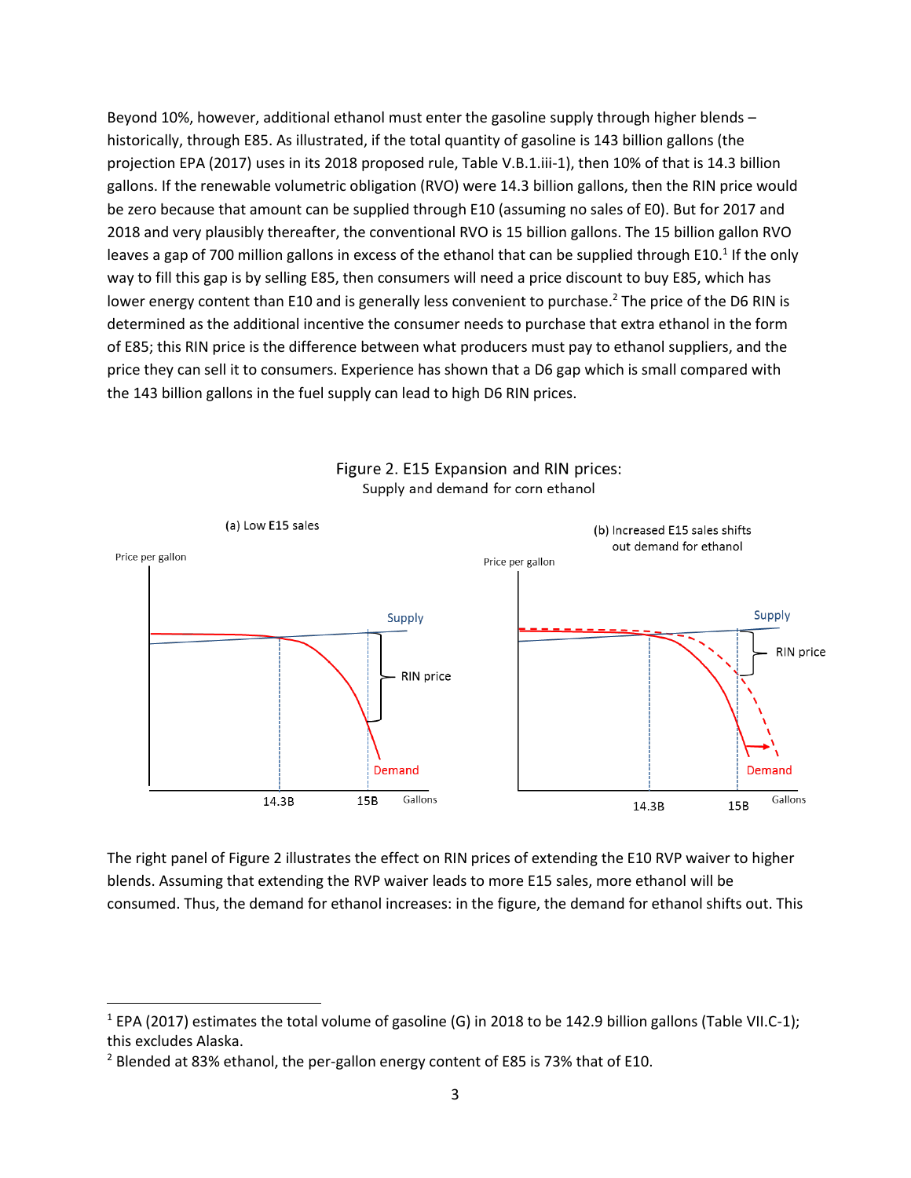Beyond 10%, however, additional ethanol must enter the gasoline supply through higher blends – historically, through E85. As illustrated, if the total quantity of gasoline is 143 billion gallons (the projection EPA (2017) uses in its 2018 proposed rule, Table V.B.1.iii-1), then 10% of that is 14.3 billion gallons. If the renewable volumetric obligation (RVO) were 14.3 billion gallons, then the RIN price would be zero because that amount can be supplied through E10 (assuming no sales of E0). But for 2017 and 2018 and very plausibly thereafter, the conventional RVO is 15 billion gallons. The 15 billion gallon RVO leaves a gap of 700 million gallons in excess of the ethanol that can be supplied through E10.[1] If the only way to fill this gap is by selling E85, then consumers will need a price discount to buy E85, which has lower energy content than E10 and is generally less convenient to purchase.[2] The price of the D6 RIN is determined as the additional incentive the consumer needs to purchase that extra ethanol in the form of E85; this RIN price is the difference between what producers must pay to ethanol suppliers, and the price they can sell it to consumers. Experience has shown that a D6 gap which is small compared with the 143 billion gallons in the fuel supply can lead to high D6 RIN prices.

Figure 2. E15 Expansion and RIN prices:
Supply and demand for corn ethanol

(a) Low E15 sales

(b) Increased E15 sales shifts out demand for ethanol

The right panel of Figure 2 illustrates the effect on RIN prices of extending the E10 RVP waiver to higher blends. Assuming that extending the RVP waiver leads to more E15 sales, more ethanol will be consumed. Thus, the demand for ethanol increases: in the figure, the demand for ethanol shifts out. This

---

[1] EPA (2017) estimates the total volume of gasoline (G) in 2018 to be 142.9 billion gallons (Table VII.C-1); this excludes Alaska.

[2] Blended at 83% ethanol, the per-gallon energy content of E85 is 73% that of E10.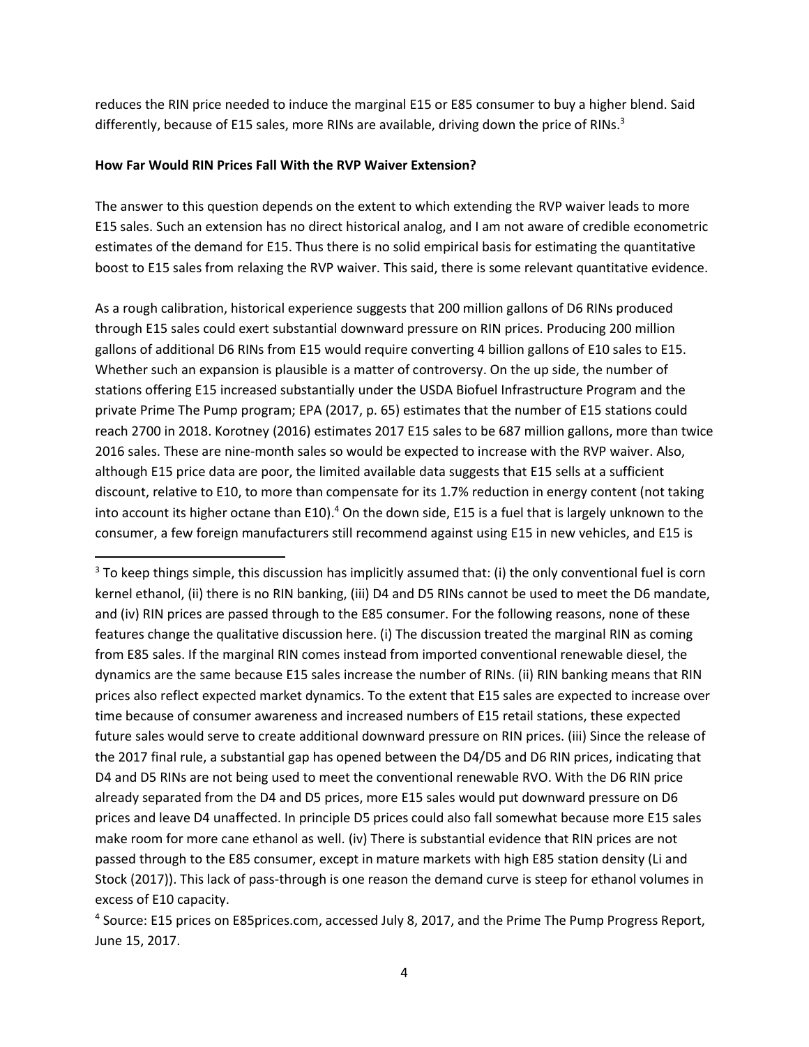reduces the RIN price needed to induce the marginal E15 or E85 consumer to buy a higher blend. Said differently, because of E15 sales, more RINs are available, driving down the price of RINs.[3]

**How Far Would RIN Prices Fall With the RVP Waiver Extension?**

The answer to this question depends on the extent to which extending the RVP waiver leads to more E15 sales. Such an extension has no direct historical analog, and I am not aware of credible econometric estimates of the demand for E15. Thus there is no solid empirical basis for estimating the quantitative boost to E15 sales from relaxing the RVP waiver. This said, there is some relevant quantitative evidence.

As a rough calibration, historical experience suggests that 200 million gallons of D6 RINs produced through E15 sales could exert substantial downward pressure on RIN prices. Producing 200 million gallons of additional D6 RINs from E15 would require converting 4 billion gallons of E10 sales to E15. Whether such an expansion is plausible is a matter of controversy. On the up side, the number of stations offering E15 increased substantially under the USDA Biofuel Infrastructure Program and the private Prime The Pump program; EPA (2017, p. 65) estimates that the number of E15 stations could reach 2700 in 2018. Korotney (2016) estimates 2017 E15 sales to be 687 million gallons, more than twice 2016 sales. These are nine-month sales so would be expected to increase with the RVP waiver. Also, although E15 price data are poor, the limited available data suggests that E15 sells at a sufficient discount, relative to E10, to more than compensate for its 1.7% reduction in energy content (not taking into account its higher octane than E10).[4] On the down side, E15 is a fuel that is largely unknown to the consumer, a few foreign manufacturers still recommend against using E15 in new vehicles, and E15 is

---

[3] To keep things simple, this discussion has implicitly assumed that: (i) the only conventional fuel is corn kernel ethanol, (ii) there is no RIN banking, (iii) D4 and D5 RINs cannot be used to meet the D6 mandate, and (iv) RIN prices are passed through to the E85 consumer. For the following reasons, none of these features change the qualitative discussion here. (i) The discussion treated the marginal RIN as coming from E85 sales. If the marginal RIN comes instead from imported conventional renewable diesel, the dynamics are the same because E15 sales increase the number of RINs. (ii) RIN banking means that RIN prices also reflect expected market dynamics. To the extent that E15 sales are expected to increase over time because of consumer awareness and increased numbers of E15 retail stations, these expected future sales would serve to create additional downward pressure on RIN prices. (iii) Since the release of the 2017 final rule, a substantial gap has opened between the D4/D5 and D6 RIN prices, indicating that D4 and D5 RINs are not being used to meet the conventional renewable RVO. With the D6 RIN price already separated from the D4 and D5 prices, more E15 sales would put downward pressure on D6 prices and leave D4 unaffected. In principle D5 prices could also fall somewhat because more E15 sales make room for more cane ethanol as well. (iv) There is substantial evidence that RIN prices are not passed through to the E85 consumer, except in mature markets with high E85 station density (Li and Stock (2017)). This lack of pass-through is one reason the demand curve is steep for ethanol volumes in excess of E10 capacity.

[4] Source: E15 prices on E85prices.com, accessed July 8, 2017, and the Prime The Pump Progress Report, June 15, 2017.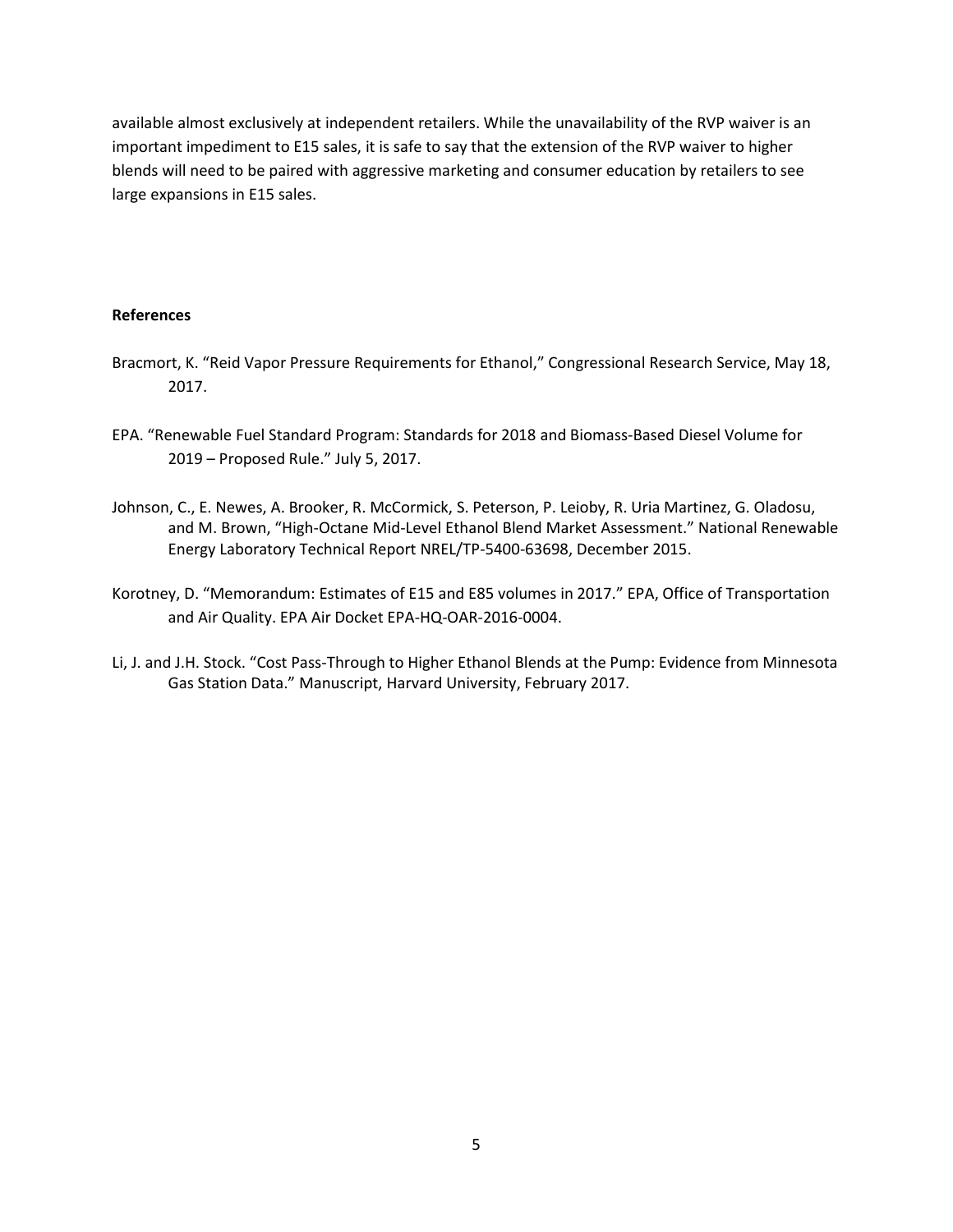available almost exclusively at independent retailers. While the unavailability of the RVP waiver is an important impediment to E15 sales, it is safe to say that the extension of the RVP waiver to higher blends will need to be paired with aggressive marketing and consumer education by retailers to see large expansions in E15 sales.

**References**

Bracmort, K. "Reid Vapor Pressure Requirements for Ethanol," Congressional Research Service, May 18, 2017.

EPA. "Renewable Fuel Standard Program: Standards for 2018 and Biomass-Based Diesel Volume for 2019 – Proposed Rule." July 5, 2017.

Johnson, C., E. Newes, A. Brooker, R. McCormick, S. Peterson, P. Leioby, R. Uria Martinez, G. Oladosu, and M. Brown, "High-Octane Mid-Level Ethanol Blend Market Assessment." National Renewable Energy Laboratory Technical Report NREL/TP-5400-63698, December 2015.

Korotney, D. "Memorandum: Estimates of E15 and E85 volumes in 2017." EPA, Office of Transportation and Air Quality. EPA Air Docket EPA-HQ-OAR-2016-0004.

Li, J. and J.H. Stock. "Cost Pass-Through to Higher Ethanol Blends at the Pump: Evidence from Minnesota Gas Station Data." Manuscript, Harvard University, February 2017.